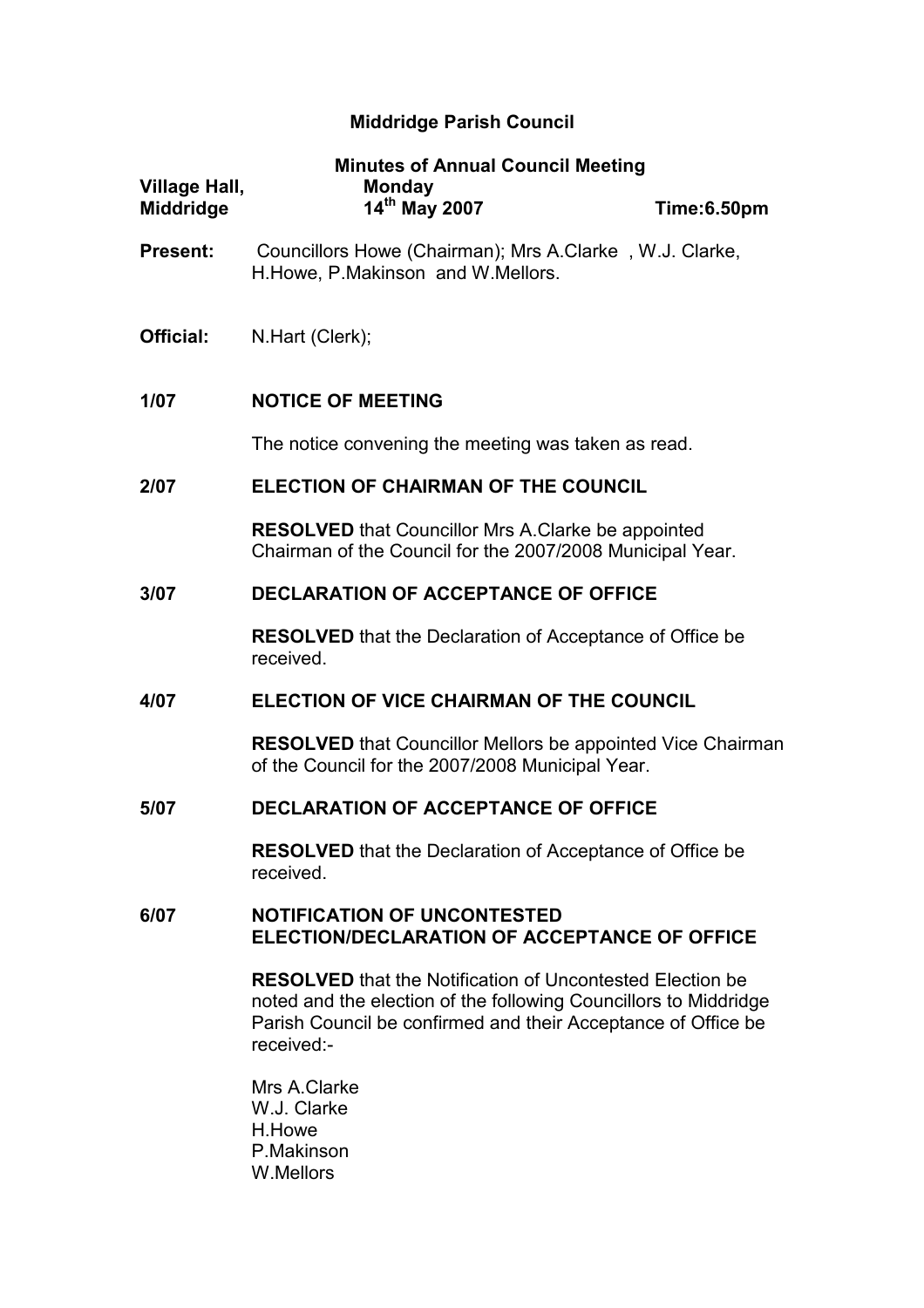# Middridge Parish Council

## Minutes of Annual Council Meeting

**Village Hall, Middridge** — **Monday 14th May 2007** — **Time:6.50pm**

**Present:** Councillors Howe (Chairman); Mrs A.Clarke , W.J. Clarke, H.Howe, P.Makinson and W.Mellors.

**Official:** N.Hart (Clerk);

### 1/07 NOTICE OF MEETING

The notice convening the meeting was taken as read.

### 2/07 ELECTION OF CHAIRMAN OF THE COUNCIL

**RESOLVED** that Councillor Mrs A.Clarke be appointed Chairman of the Council for the 2007/2008 Municipal Year.

### 3/07 DECLARATION OF ACCEPTANCE OF OFFICE

**RESOLVED** that the Declaration of Acceptance of Office be received.

### 4/07 ELECTION OF VICE CHAIRMAN OF THE COUNCIL

**RESOLVED** that Councillor Mellors be appointed Vice Chairman of the Council for the 2007/2008 Municipal Year.

### 5/07 DECLARATION OF ACCEPTANCE OF OFFICE

**RESOLVED** that the Declaration of Acceptance of Office be received.

### 6/07 NOTIFICATION OF UNCONTESTED ELECTION/DECLARATION OF ACCEPTANCE OF OFFICE

**RESOLVED** that the Notification of Uncontested Election be noted and the election of the following Councillors to Middridge Parish Council be confirmed and their Acceptance of Office be received:-

Mrs A.Clarke
W.J. Clarke
H.Howe
P.Makinson
W.Mellors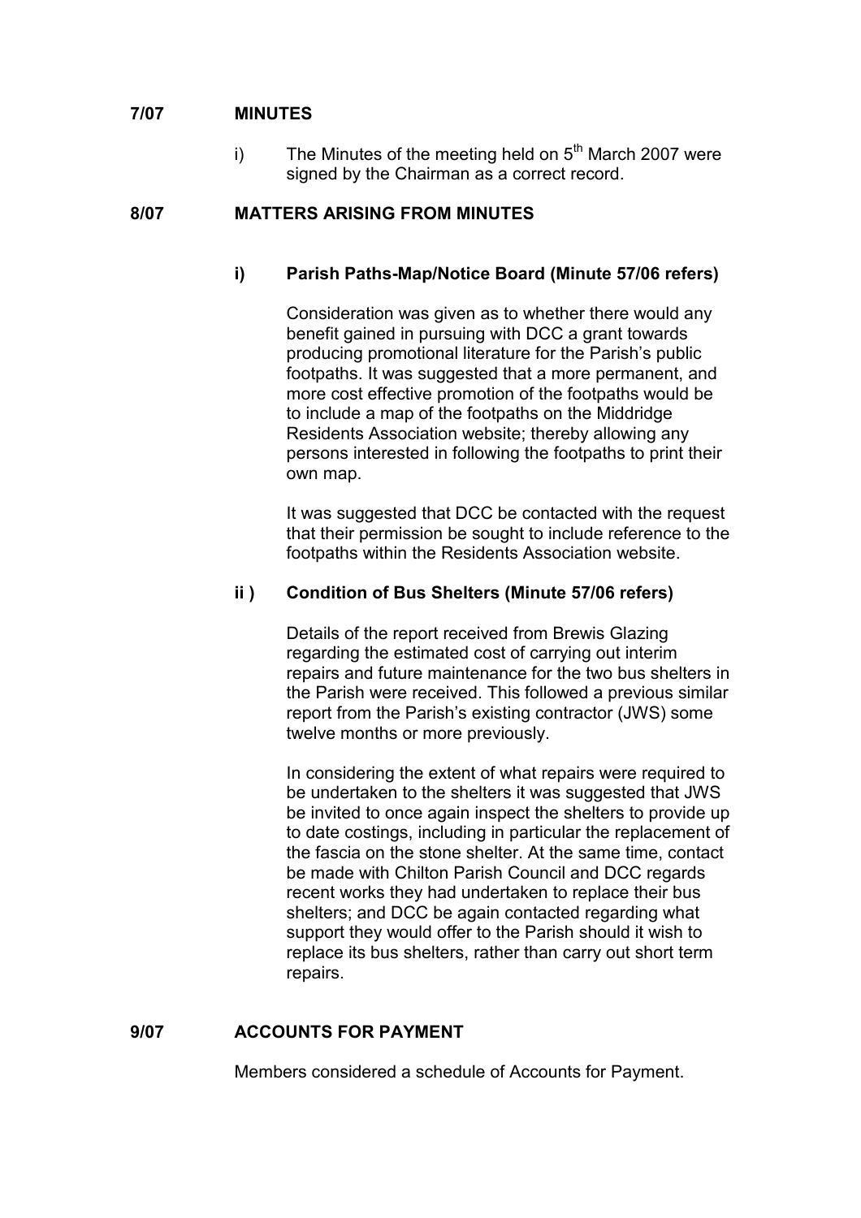**7/07 MINUTES**

i) The Minutes of the meeting held on 5th March 2007 were signed by the Chairman as a correct record.

**8/07 MATTERS ARISING FROM MINUTES**

**i) Parish Paths-Map/Notice Board (Minute 57/06 refers)**

Consideration was given as to whether there would any benefit gained in pursuing with DCC a grant towards producing promotional literature for the Parish's public footpaths. It was suggested that a more permanent, and more cost effective promotion of the footpaths would be to include a map of the footpaths on the Middridge Residents Association website; thereby allowing any persons interested in following the footpaths to print their own map.

It was suggested that DCC be contacted with the request that their permission be sought to include reference to the footpaths within the Residents Association website.

**ii ) Condition of Bus Shelters (Minute 57/06 refers)**

Details of the report received from Brewis Glazing regarding the estimated cost of carrying out interim repairs and future maintenance for the two bus shelters in the Parish were received. This followed a previous similar report from the Parish's existing contractor (JWS) some twelve months or more previously.

In considering the extent of what repairs were required to be undertaken to the shelters it was suggested that JWS be invited to once again inspect the shelters to provide up to date costings, including in particular the replacement of the fascia on the stone shelter. At the same time, contact be made with Chilton Parish Council and DCC regards recent works they had undertaken to replace their bus shelters; and DCC be again contacted regarding what support they would offer to the Parish should it wish to replace its bus shelters, rather than carry out short term repairs.

**9/07 ACCOUNTS FOR PAYMENT**

Members considered a schedule of Accounts for Payment.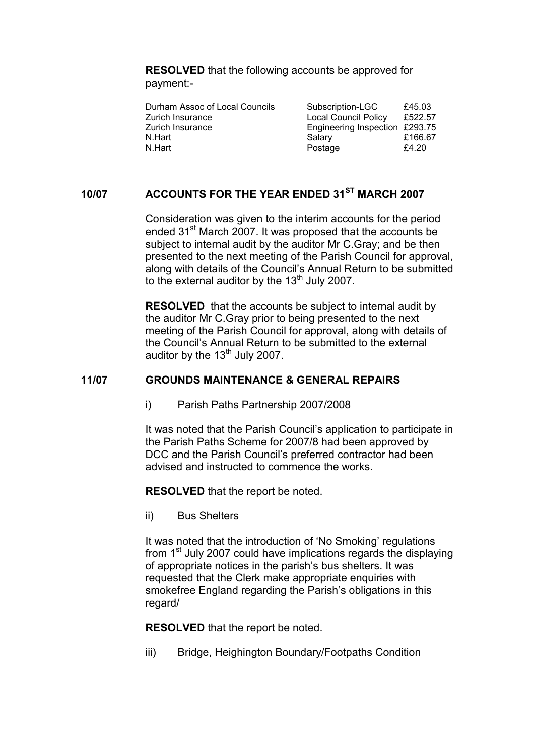**RESOLVED** that the following accounts be approved for payment:-

| | | |
|---|---|---|
| Durham Assoc of Local Councils | Subscription-LGC | £45.03 |
| Zurich Insurance | Local Council Policy | £522.57 |
| Zurich Insurance | Engineering Inspection | £293.75 |
| N.Hart | Salary | £166.67 |
| N.Hart | Postage | £4.20 |

## 10/07 ACCOUNTS FOR THE YEAR ENDED 31ST MARCH 2007

Consideration was given to the interim accounts for the period ended 31st March 2007. It was proposed that the accounts be subject to internal audit by the auditor Mr C.Gray; and be then presented to the next meeting of the Parish Council for approval, along with details of the Council's Annual Return to be submitted to the external auditor by the 13th July 2007.

**RESOLVED** that the accounts be subject to internal audit by the auditor Mr C.Gray prior to being presented to the next meeting of the Parish Council for approval, along with details of the Council's Annual Return to be submitted to the external auditor by the 13th July 2007.

## 11/07 GROUNDS MAINTENANCE & GENERAL REPAIRS

i) Parish Paths Partnership 2007/2008

It was noted that the Parish Council's application to participate in the Parish Paths Scheme for 2007/8 had been approved by DCC and the Parish Council's preferred contractor had been advised and instructed to commence the works.

**RESOLVED** that the report be noted.

ii) Bus Shelters

It was noted that the introduction of 'No Smoking' regulations from 1st July 2007 could have implications regards the displaying of appropriate notices in the parish's bus shelters. It was requested that the Clerk make appropriate enquiries with smokefree England regarding the Parish's obligations in this regard/

**RESOLVED** that the report be noted.

iii) Bridge, Heighington Boundary/Footpaths Condition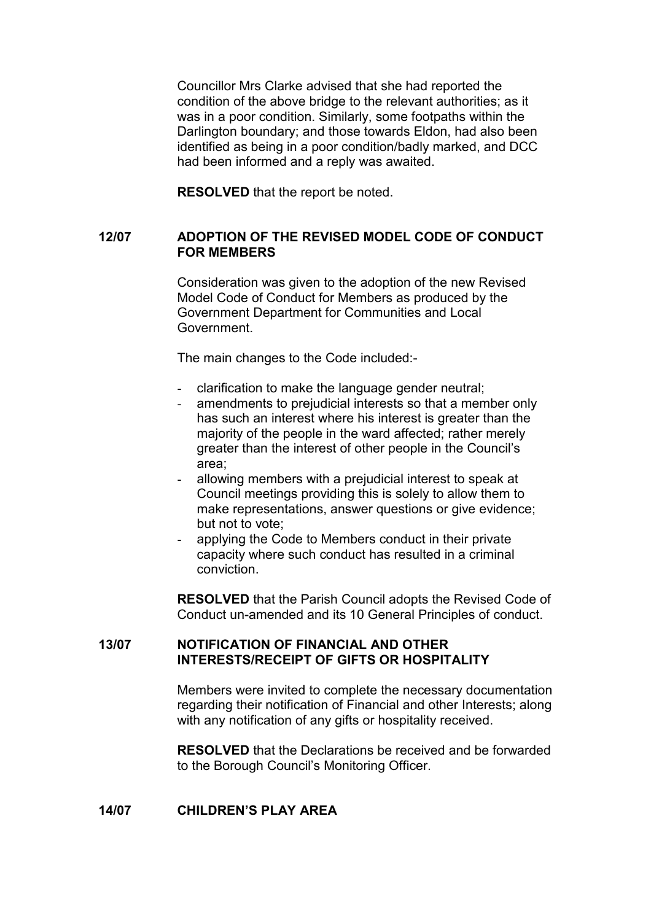Councillor Mrs Clarke advised that she had reported the condition of the above bridge to the relevant authorities; as it was in a poor condition. Similarly, some footpaths within the Darlington boundary; and those towards Eldon, had also been identified as being in a poor condition/badly marked, and DCC had been informed and a reply was awaited.

**RESOLVED** that the report be noted.

## 12/07 ADOPTION OF THE REVISED MODEL CODE OF CONDUCT FOR MEMBERS

Consideration was given to the adoption of the new Revised Model Code of Conduct for Members as produced by the Government Department for Communities and Local Government.

The main changes to the Code included:-

- clarification to make the language gender neutral;
- amendments to prejudicial interests so that a member only has such an interest where his interest is greater than the majority of the people in the ward affected; rather merely greater than the interest of other people in the Council's area;
- allowing members with a prejudicial interest to speak at Council meetings providing this is solely to allow them to make representations, answer questions or give evidence; but not to vote;
- applying the Code to Members conduct in their private capacity where such conduct has resulted in a criminal conviction.

**RESOLVED** that the Parish Council adopts the Revised Code of Conduct un-amended and its 10 General Principles of conduct.

## 13/07 NOTIFICATION OF FINANCIAL AND OTHER INTERESTS/RECEIPT OF GIFTS OR HOSPITALITY

Members were invited to complete the necessary documentation regarding their notification of Financial and other Interests; along with any notification of any gifts or hospitality received.

**RESOLVED** that the Declarations be received and be forwarded to the Borough Council's Monitoring Officer.

## 14/07 CHILDREN'S PLAY AREA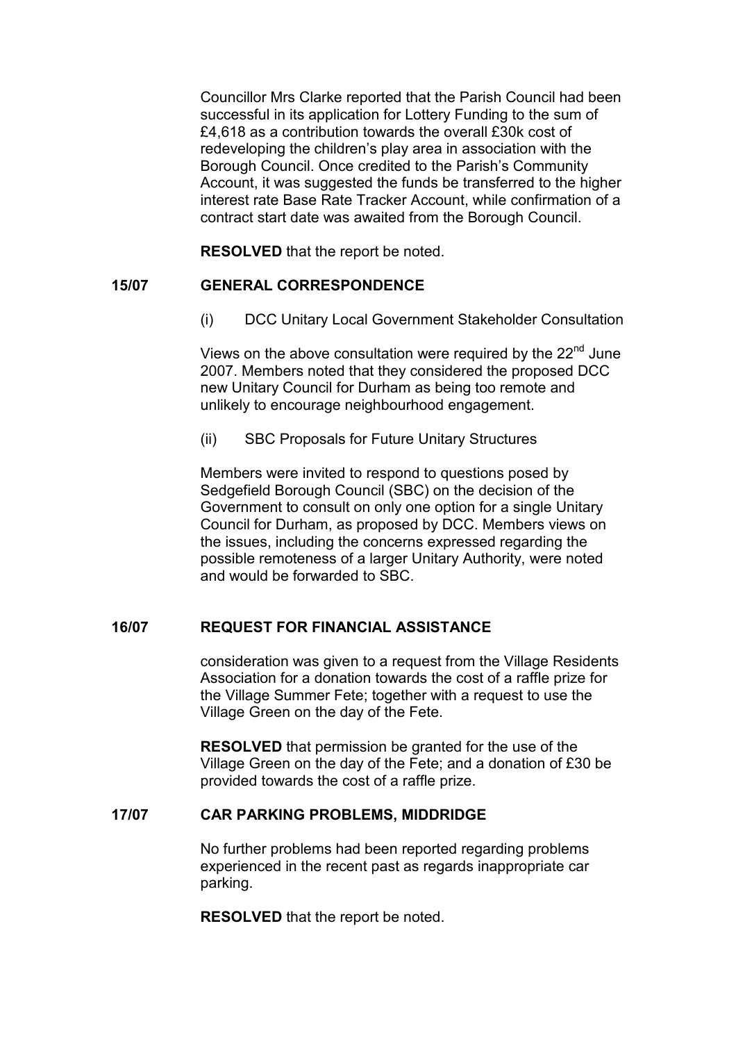Councillor Mrs Clarke reported that the Parish Council had been successful in its application for Lottery Funding to the sum of £4,618 as a contribution towards the overall £30k cost of redeveloping the children's play area in association with the Borough Council. Once credited to the Parish's Community Account, it was suggested the funds be transferred to the higher interest rate Base Rate Tracker Account, while confirmation of a contract start date was awaited from the Borough Council.

**RESOLVED** that the report be noted.

### 15/07 GENERAL CORRESPONDENCE

(i) DCC Unitary Local Government Stakeholder Consultation

Views on the above consultation were required by the 22nd June 2007. Members noted that they considered the proposed DCC new Unitary Council for Durham as being too remote and unlikely to encourage neighbourhood engagement.

(ii) SBC Proposals for Future Unitary Structures

Members were invited to respond to questions posed by Sedgefield Borough Council (SBC) on the decision of the Government to consult on only one option for a single Unitary Council for Durham, as proposed by DCC. Members views on the issues, including the concerns expressed regarding the possible remoteness of a larger Unitary Authority, were noted and would be forwarded to SBC.

### 16/07 REQUEST FOR FINANCIAL ASSISTANCE

consideration was given to a request from the Village Residents Association for a donation towards the cost of a raffle prize for the Village Summer Fete; together with a request to use the Village Green on the day of the Fete.

**RESOLVED** that permission be granted for the use of the Village Green on the day of the Fete; and a donation of £30 be provided towards the cost of a raffle prize.

### 17/07 CAR PARKING PROBLEMS, MIDDRIDGE

No further problems had been reported regarding problems experienced in the recent past as regards inappropriate car parking.

**RESOLVED** that the report be noted.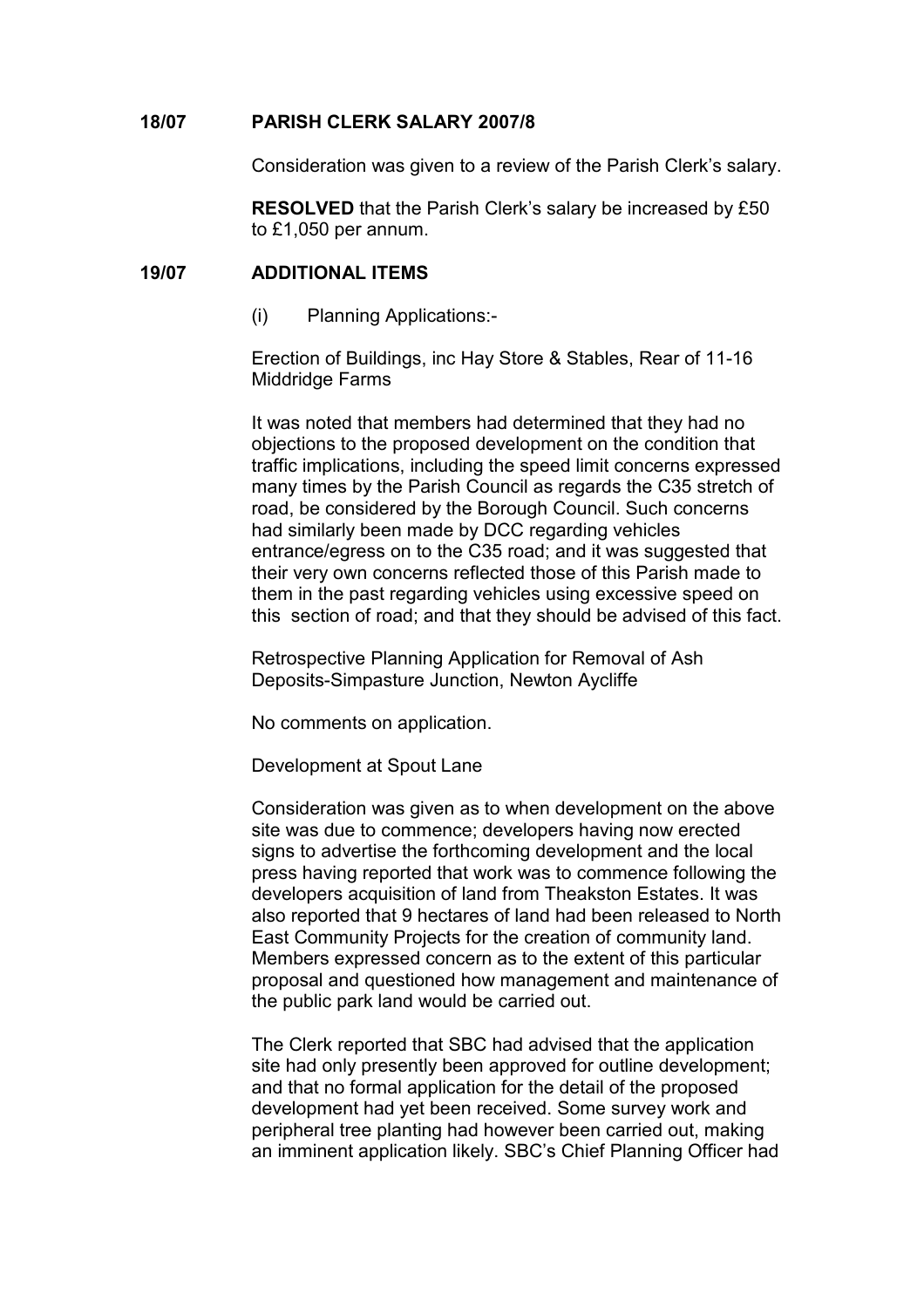## 18/07 PARISH CLERK SALARY 2007/8

Consideration was given to a review of the Parish Clerk's salary.

**RESOLVED** that the Parish Clerk's salary be increased by £50 to £1,050 per annum.

## 19/07 ADDITIONAL ITEMS

(i) Planning Applications:-

Erection of Buildings, inc Hay Store & Stables, Rear of 11-16 Middridge Farms

It was noted that members had determined that they had no objections to the proposed development on the condition that traffic implications, including the speed limit concerns expressed many times by the Parish Council as regards the C35 stretch of road, be considered by the Borough Council. Such concerns had similarly been made by DCC regarding vehicles entrance/egress on to the C35 road; and it was suggested that their very own concerns reflected those of this Parish made to them in the past regarding vehicles using excessive speed on this section of road; and that they should be advised of this fact.

Retrospective Planning Application for Removal of Ash Deposits-Simpasture Junction, Newton Aycliffe

No comments on application.

Development at Spout Lane

Consideration was given as to when development on the above site was due to commence; developers having now erected signs to advertise the forthcoming development and the local press having reported that work was to commence following the developers acquisition of land from Theakston Estates. It was also reported that 9 hectares of land had been released to North East Community Projects for the creation of community land. Members expressed concern as to the extent of this particular proposal and questioned how management and maintenance of the public park land would be carried out.

The Clerk reported that SBC had advised that the application site had only presently been approved for outline development; and that no formal application for the detail of the proposed development had yet been received. Some survey work and peripheral tree planting had however been carried out, making an imminent application likely. SBC's Chief Planning Officer had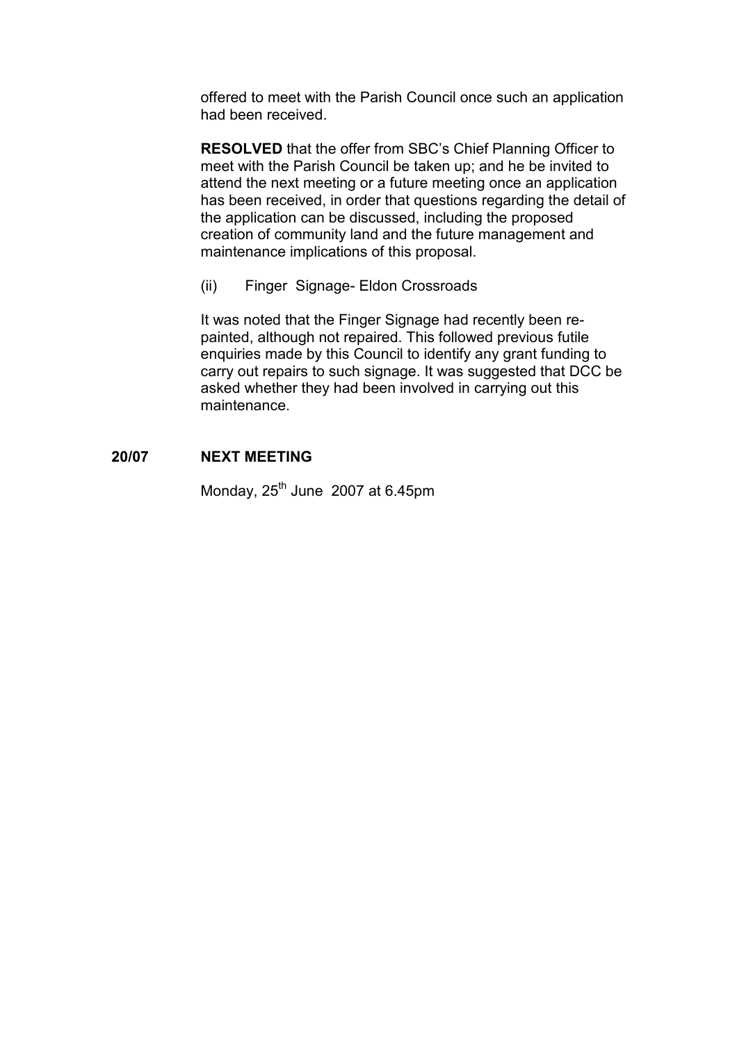offered to meet with the Parish Council once such an application had been received.

**RESOLVED** that the offer from SBC's Chief Planning Officer to meet with the Parish Council be taken up; and he be invited to attend the next meeting or a future meeting once an application has been received, in order that questions regarding the detail of the application can be discussed, including the proposed creation of community land and the future management and maintenance implications of this proposal.

(ii) Finger Signage- Eldon Crossroads

It was noted that the Finger Signage had recently been re-painted, although not repaired. This followed previous futile enquiries made by this Council to identify any grant funding to carry out repairs to such signage. It was suggested that DCC be asked whether they had been involved in carrying out this maintenance.

**20/07 NEXT MEETING**

Monday, 25th June 2007 at 6.45pm